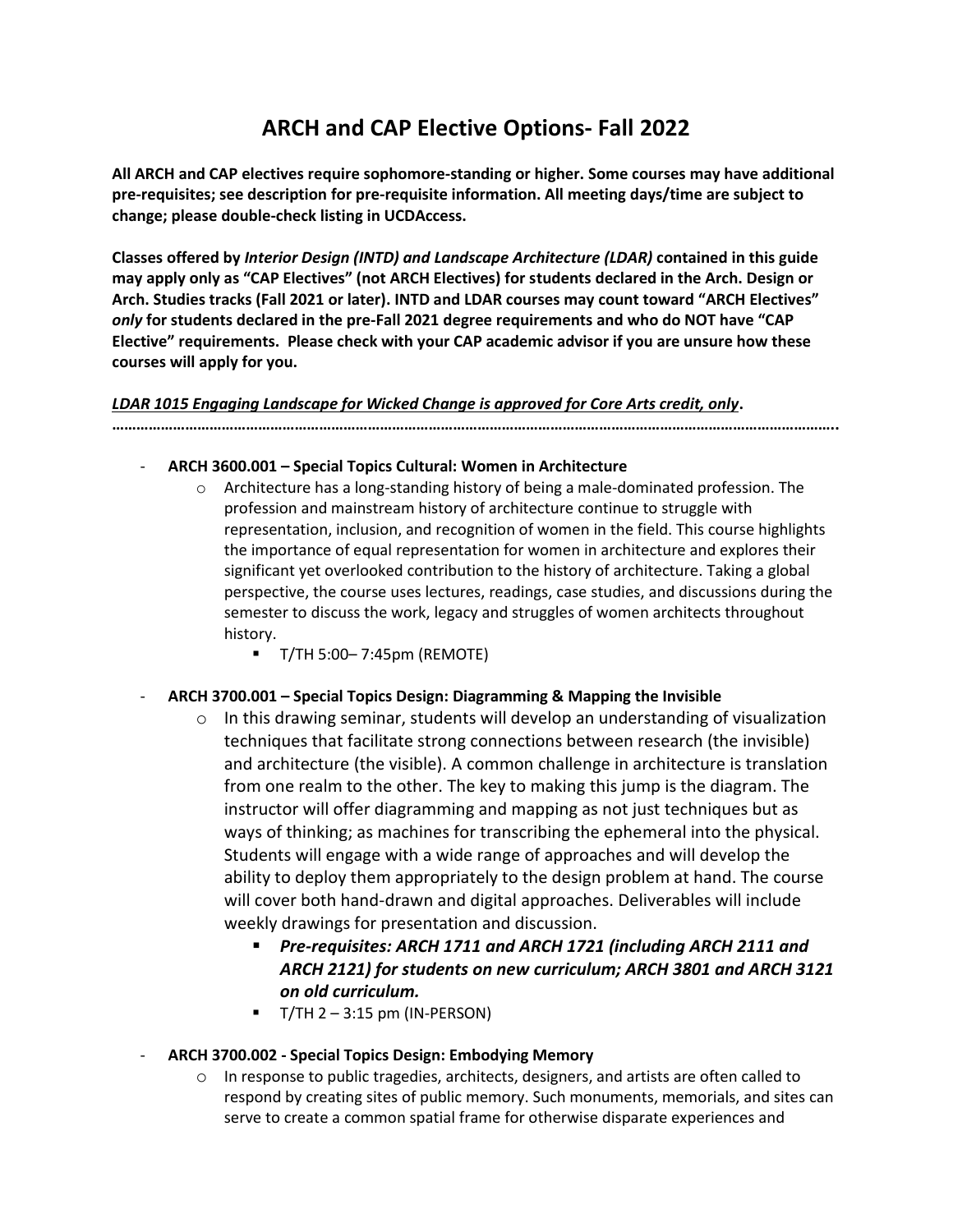# ARCH and CAP Elective Options- Fall 2022

**All ARCH and CAP electives require sophomore-standing or higher. Some courses may have additional pre-requisites; see description for pre-requisite information. All meeting days/time are subject to change; please double-check listing in UCDAccess.**

**Classes offered by *Interior Design (INTD) and Landscape Architecture (LDAR)* contained in this guide may apply only as "CAP Electives" (not ARCH Electives) for students declared in the Arch. Design or Arch. Studies tracks (Fall 2021 or later). INTD and LDAR courses may count toward "ARCH Electives" *only* for students declared in the pre-Fall 2021 degree requirements and who do NOT have "CAP Elective" requirements. Please check with your CAP academic advisor if you are unsure how these courses will apply for you.**

***LDAR 1015 Engaging Landscape for Wicked Change is approved for Core Arts credit, only*.**

…………………………………………………………………………………………………………………………………………………………..

- **ARCH 3600.001 – Special Topics Cultural: Women in Architecture**
  - Architecture has a long-standing history of being a male-dominated profession. The profession and mainstream history of architecture continue to struggle with representation, inclusion, and recognition of women in the field. This course highlights the importance of equal representation for women in architecture and explores their significant yet overlooked contribution to the history of architecture. Taking a global perspective, the course uses lectures, readings, case studies, and discussions during the semester to discuss the work, legacy and struggles of women architects throughout history.
    - T/TH 5:00– 7:45pm (REMOTE)

- **ARCH 3700.001 – Special Topics Design: Diagramming & Mapping the Invisible**
  - In this drawing seminar, students will develop an understanding of visualization techniques that facilitate strong connections between research (the invisible) and architecture (the visible). A common challenge in architecture is translation from one realm to the other. The key to making this jump is the diagram. The instructor will offer diagramming and mapping as not just techniques but as ways of thinking; as machines for transcribing the ephemeral into the physical. Students will engage with a wide range of approaches and will develop the ability to deploy them appropriately to the design problem at hand. The course will cover both hand-drawn and digital approaches. Deliverables will include weekly drawings for presentation and discussion.
    - ***Pre-requisites: ARCH 1711 and ARCH 1721 (including ARCH 2111 and ARCH 2121) for students on new curriculum; ARCH 3801 and ARCH 3121 on old curriculum.***
    - T/TH 2 – 3:15 pm (IN-PERSON)

- **ARCH 3700.002 - Special Topics Design: Embodying Memory**
  - In response to public tragedies, architects, designers, and artists are often called to respond by creating sites of public memory. Such monuments, memorials, and sites can serve to create a common spatial frame for otherwise disparate experiences and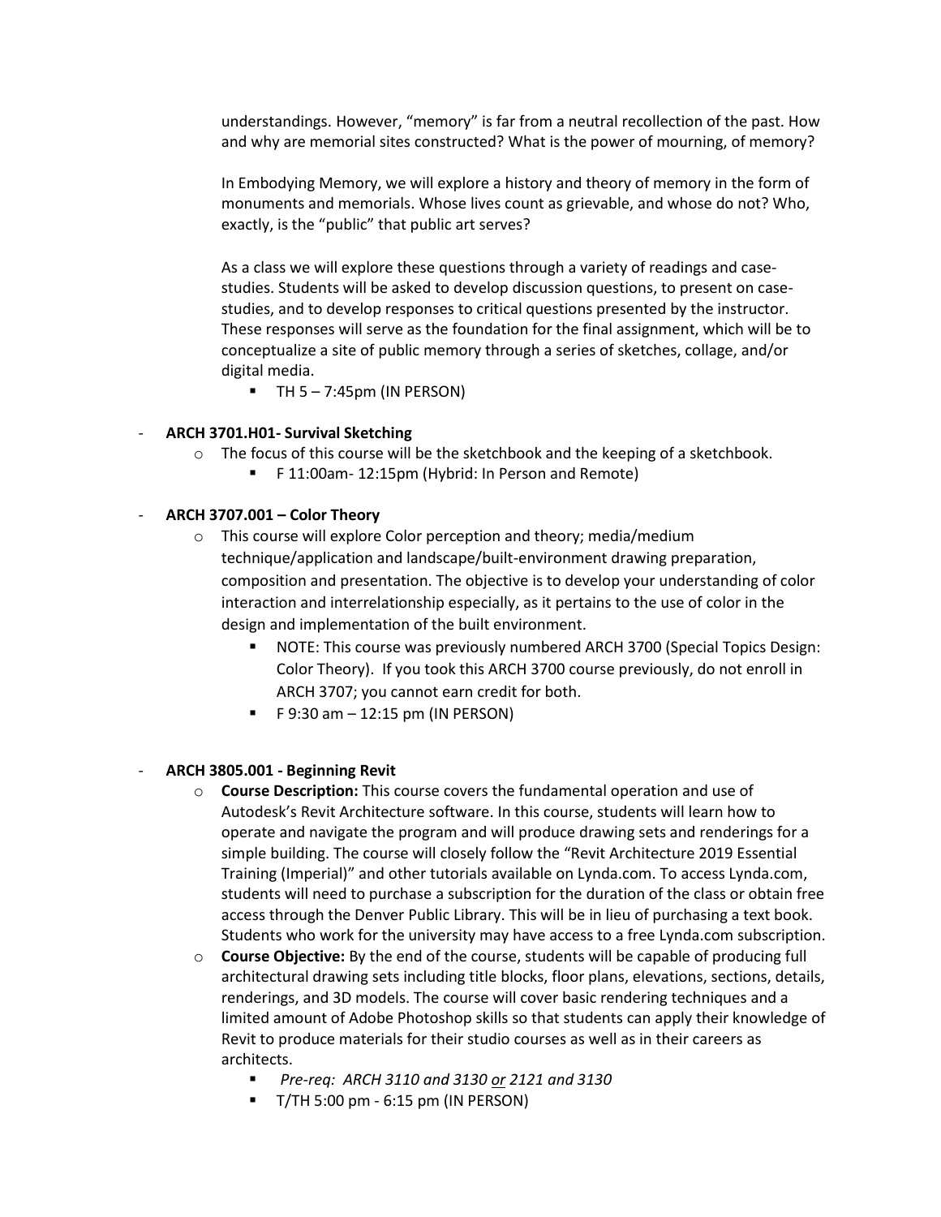understandings. However, “memory” is far from a neutral recollection of the past. How and why are memorial sites constructed? What is the power of mourning, of memory?

In Embodying Memory, we will explore a history and theory of memory in the form of monuments and memorials. Whose lives count as grievable, and whose do not? Who, exactly, is the “public” that public art serves?

As a class we will explore these questions through a variety of readings and case-studies. Students will be asked to develop discussion questions, to present on case-studies, and to develop responses to critical questions presented by the instructor. These responses will serve as the foundation for the final assignment, which will be to conceptualize a site of public memory through a series of sketches, collage, and/or digital media.

- TH 5 – 7:45pm (IN PERSON)

- **ARCH 3701.H01- Survival Sketching**
  - The focus of this course will be the sketchbook and the keeping of a sketchbook.
    - F 11:00am- 12:15pm (Hybrid: In Person and Remote)

- **ARCH 3707.001 – Color Theory**
  - This course will explore Color perception and theory; media/medium technique/application and landscape/built-environment drawing preparation, composition and presentation. The objective is to develop your understanding of color interaction and interrelationship especially, as it pertains to the use of color in the design and implementation of the built environment.
    - NOTE: This course was previously numbered ARCH 3700 (Special Topics Design: Color Theory). If you took this ARCH 3700 course previously, do not enroll in ARCH 3707; you cannot earn credit for both.
    - F 9:30 am – 12:15 pm (IN PERSON)

- **ARCH 3805.001 - Beginning Revit**
  - **Course Description:** This course covers the fundamental operation and use of Autodesk’s Revit Architecture software. In this course, students will learn how to operate and navigate the program and will produce drawing sets and renderings for a simple building. The course will closely follow the “Revit Architecture 2019 Essential Training (Imperial)” and other tutorials available on Lynda.com. To access Lynda.com, students will need to purchase a subscription for the duration of the class or obtain free access through the Denver Public Library. This will be in lieu of purchasing a text book. Students who work for the university may have access to a free Lynda.com subscription.
  - **Course Objective:** By the end of the course, students will be capable of producing full architectural drawing sets including title blocks, floor plans, elevations, sections, details, renderings, and 3D models. The course will cover basic rendering techniques and a limited amount of Adobe Photoshop skills so that students can apply their knowledge of Revit to produce materials for their studio courses as well as in their careers as architects.
    - *Pre-req: ARCH 3110 and 3130 <u>or</u> 2121 and 3130*
    - T/TH 5:00 pm - 6:15 pm (IN PERSON)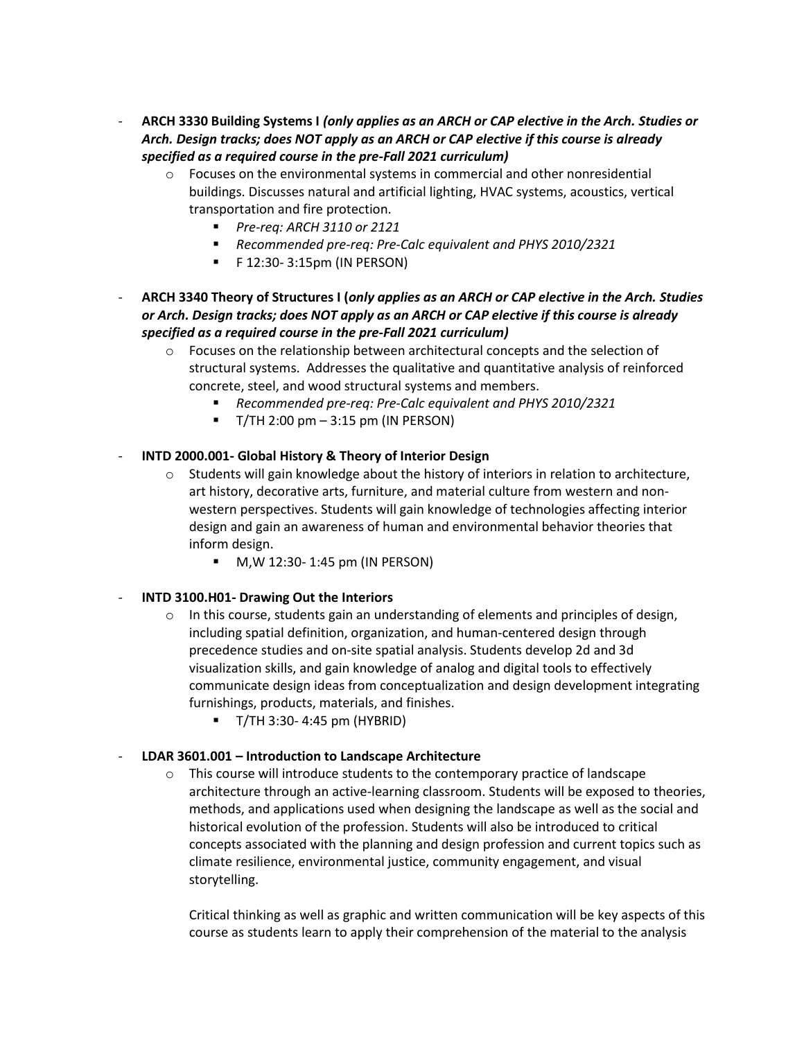- **ARCH 3330 Building Systems I** ***(only applies as an ARCH or CAP elective in the Arch. Studies or Arch. Design tracks; does NOT apply as an ARCH or CAP elective if this course is already specified as a required course in the pre-Fall 2021 curriculum)***
  - Focuses on the environmental systems in commercial and other nonresidential buildings. Discusses natural and artificial lighting, HVAC systems, acoustics, vertical transportation and fire protection.
    - *Pre-req: ARCH 3110 or 2121*
    - *Recommended pre-req: Pre-Calc equivalent and PHYS 2010/2321*
    - F 12:30- 3:15pm (IN PERSON)

- **ARCH 3340 Theory of Structures I (*only applies as an ARCH or CAP elective in the Arch. Studies or Arch. Design tracks; does NOT apply as an ARCH or CAP elective if this course is already specified as a required course in the pre-Fall 2021 curriculum*)**
  - Focuses on the relationship between architectural concepts and the selection of structural systems. Addresses the qualitative and quantitative analysis of reinforced concrete, steel, and wood structural systems and members.
    - *Recommended pre-req: Pre-Calc equivalent and PHYS 2010/2321*
    - T/TH 2:00 pm – 3:15 pm (IN PERSON)

- **INTD 2000.001- Global History & Theory of Interior Design**
  - Students will gain knowledge about the history of interiors in relation to architecture, art history, decorative arts, furniture, and material culture from western and non-western perspectives. Students will gain knowledge of technologies affecting interior design and gain an awareness of human and environmental behavior theories that inform design.
    - M,W 12:30- 1:45 pm (IN PERSON)

- **INTD 3100.H01- Drawing Out the Interiors**
  - In this course, students gain an understanding of elements and principles of design, including spatial definition, organization, and human-centered design through precedence studies and on-site spatial analysis. Students develop 2d and 3d visualization skills, and gain knowledge of analog and digital tools to effectively communicate design ideas from conceptualization and design development integrating furnishings, products, materials, and finishes.
    - T/TH 3:30- 4:45 pm (HYBRID)

- **LDAR 3601.001 – Introduction to Landscape Architecture**
  - This course will introduce students to the contemporary practice of landscape architecture through an active-learning classroom. Students will be exposed to theories, methods, and applications used when designing the landscape as well as the social and historical evolution of the profession. Students will also be introduced to critical concepts associated with the planning and design profession and current topics such as climate resilience, environmental justice, community engagement, and visual storytelling.

    Critical thinking as well as graphic and written communication will be key aspects of this course as students learn to apply their comprehension of the material to the analysis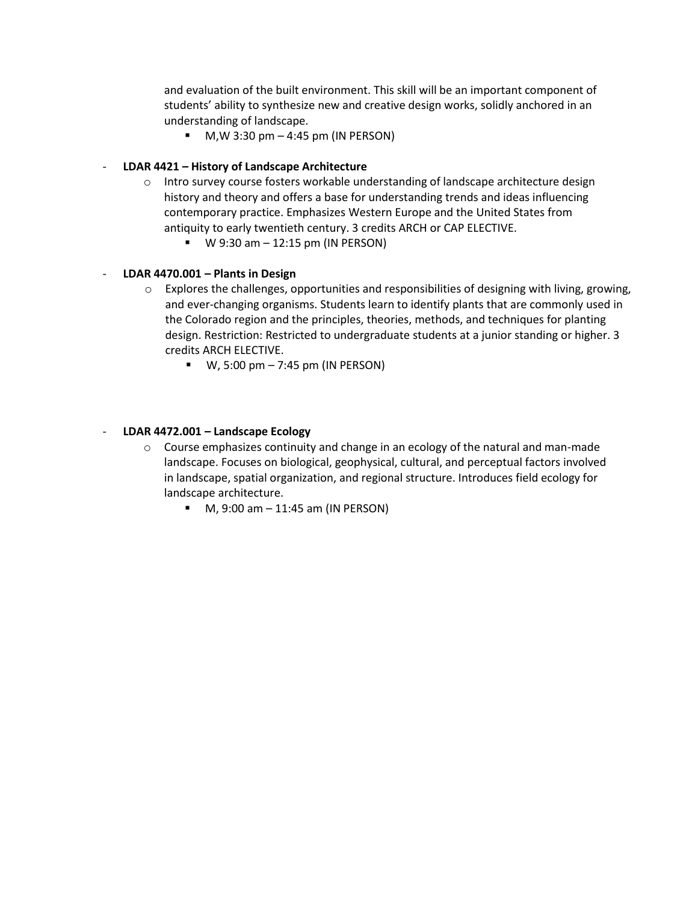and evaluation of the built environment. This skill will be an important component of students' ability to synthesize new and creative design works, solidly anchored in an understanding of landscape.

- M,W 3:30 pm – 4:45 pm (IN PERSON)

- **LDAR 4421 – History of Landscape Architecture**
  - Intro survey course fosters workable understanding of landscape architecture design history and theory and offers a base for understanding trends and ideas influencing contemporary practice. Emphasizes Western Europe and the United States from antiquity to early twentieth century. 3 credits ARCH or CAP ELECTIVE.
    - W 9:30 am – 12:15 pm (IN PERSON)

- **LDAR 4470.001 – Plants in Design**
  - Explores the challenges, opportunities and responsibilities of designing with living, growing, and ever-changing organisms. Students learn to identify plants that are commonly used in the Colorado region and the principles, theories, methods, and techniques for planting design. Restriction: Restricted to undergraduate students at a junior standing or higher. 3 credits ARCH ELECTIVE.
    - W, 5:00 pm – 7:45 pm (IN PERSON)

- **LDAR 4472.001 – Landscape Ecology**
  - Course emphasizes continuity and change in an ecology of the natural and man-made landscape. Focuses on biological, geophysical, cultural, and perceptual factors involved in landscape, spatial organization, and regional structure. Introduces field ecology for landscape architecture.
    - M, 9:00 am – 11:45 am (IN PERSON)